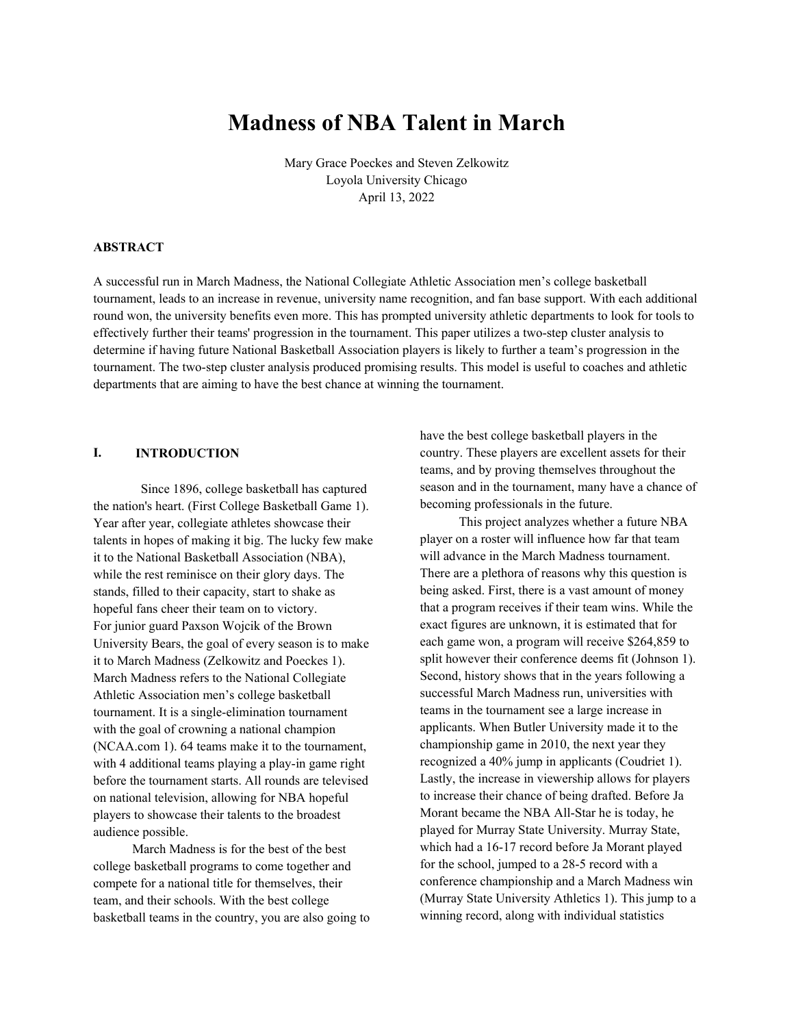# Madness of NBA Talent in March

Mary Grace Poeckes and Steven Zelkowitz
Loyola University Chicago
April 13, 2022

**ABSTRACT**

A successful run in March Madness, the National Collegiate Athletic Association men's college basketball tournament, leads to an increase in revenue, university name recognition, and fan base support. With each additional round won, the university benefits even more. This has prompted university athletic departments to look for tools to effectively further their teams' progression in the tournament. This paper utilizes a two-step cluster analysis to determine if having future National Basketball Association players is likely to further a team's progression in the tournament. The two-step cluster analysis produced promising results. This model is useful to coaches and athletic departments that are aiming to have the best chance at winning the tournament.

## I. INTRODUCTION

Since 1896, college basketball has captured the nation's heart. (First College Basketball Game 1). Year after year, collegiate athletes showcase their talents in hopes of making it big. The lucky few make it to the National Basketball Association (NBA), while the rest reminisce on their glory days. The stands, filled to their capacity, start to shake as hopeful fans cheer their team on to victory. For junior guard Paxson Wojcik of the Brown University Bears, the goal of every season is to make it to March Madness (Zelkowitz and Poeckes 1). March Madness refers to the National Collegiate Athletic Association men's college basketball tournament. It is a single-elimination tournament with the goal of crowning a national champion (NCAA.com 1). 64 teams make it to the tournament, with 4 additional teams playing a play-in game right before the tournament starts. All rounds are televised on national television, allowing for NBA hopeful players to showcase their talents to the broadest audience possible.

March Madness is for the best of the best college basketball programs to come together and compete for a national title for themselves, their team, and their schools. With the best college basketball teams in the country, you are also going to have the best college basketball players in the country. These players are excellent assets for their teams, and by proving themselves throughout the season and in the tournament, many have a chance of becoming professionals in the future.

This project analyzes whether a future NBA player on a roster will influence how far that team will advance in the March Madness tournament. There are a plethora of reasons why this question is being asked. First, there is a vast amount of money that a program receives if their team wins. While the exact figures are unknown, it is estimated that for each game won, a program will receive $264,859 to split however their conference deems fit (Johnson 1). Second, history shows that in the years following a successful March Madness run, universities with teams in the tournament see a large increase in applicants. When Butler University made it to the championship game in 2010, the next year they recognized a 40% jump in applicants (Coudriet 1). Lastly, the increase in viewership allows for players to increase their chance of being drafted. Before Ja Morant became the NBA All-Star he is today, he played for Murray State University. Murray State, which had a 16-17 record before Ja Morant played for the school, jumped to a 28-5 record with a conference championship and a March Madness win (Murray State University Athletics 1). This jump to a winning record, along with individual statistics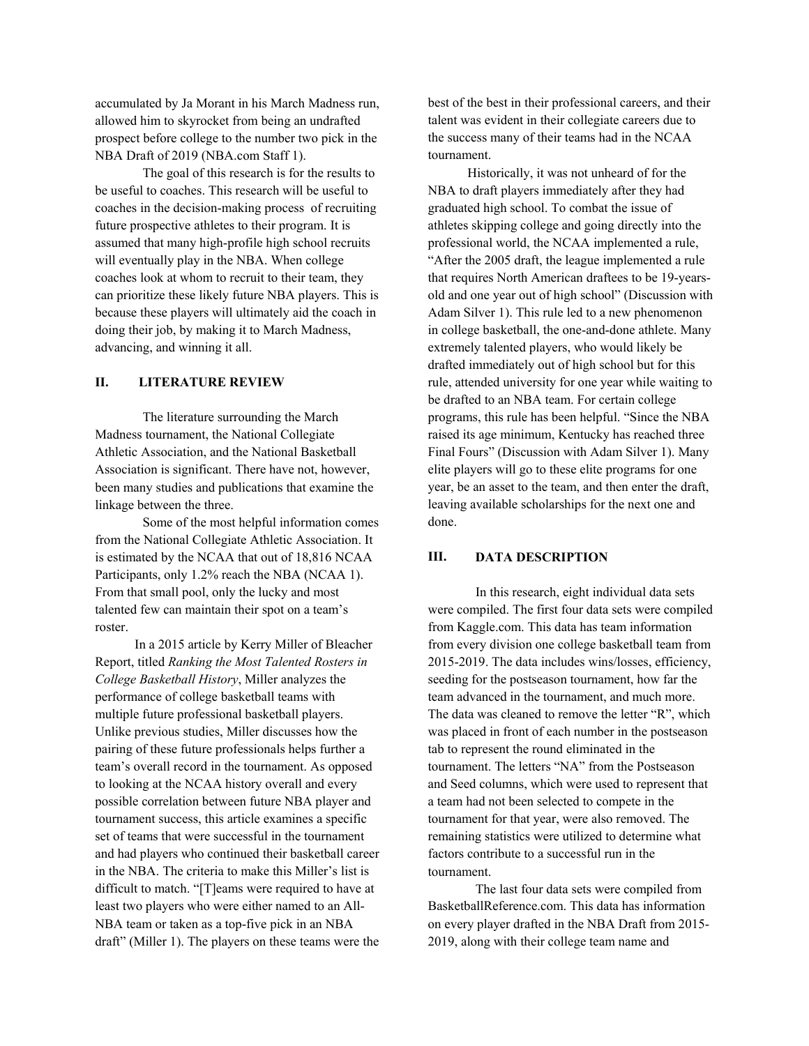accumulated by Ja Morant in his March Madness run, allowed him to skyrocket from being an undrafted prospect before college to the number two pick in the NBA Draft of 2019 (NBA.com Staff 1).

The goal of this research is for the results to be useful to coaches. This research will be useful to coaches in the decision-making process of recruiting future prospective athletes to their program. It is assumed that many high-profile high school recruits will eventually play in the NBA. When college coaches look at whom to recruit to their team, they can prioritize these likely future NBA players. This is because these players will ultimately aid the coach in doing their job, by making it to March Madness, advancing, and winning it all.

## II. LITERATURE REVIEW

The literature surrounding the March Madness tournament, the National Collegiate Athletic Association, and the National Basketball Association is significant. There have not, however, been many studies and publications that examine the linkage between the three.

Some of the most helpful information comes from the National Collegiate Athletic Association. It is estimated by the NCAA that out of 18,816 NCAA Participants, only 1.2% reach the NBA (NCAA 1). From that small pool, only the lucky and most talented few can maintain their spot on a team's roster.

In a 2015 article by Kerry Miller of Bleacher Report, titled *Ranking the Most Talented Rosters in College Basketball History*, Miller analyzes the performance of college basketball teams with multiple future professional basketball players. Unlike previous studies, Miller discusses how the pairing of these future professionals helps further a team's overall record in the tournament. As opposed to looking at the NCAA history overall and every possible correlation between future NBA player and tournament success, this article examines a specific set of teams that were successful in the tournament and had players who continued their basketball career in the NBA. The criteria to make this Miller's list is difficult to match. "[T]eams were required to have at least two players who were either named to an All-NBA team or taken as a top-five pick in an NBA draft" (Miller 1). The players on these teams were the best of the best in their professional careers, and their talent was evident in their collegiate careers due to the success many of their teams had in the NCAA tournament.

Historically, it was not unheard of for the NBA to draft players immediately after they had graduated high school. To combat the issue of athletes skipping college and going directly into the professional world, the NCAA implemented a rule, "After the 2005 draft, the league implemented a rule that requires North American draftees to be 19-years-old and one year out of high school" (Discussion with Adam Silver 1). This rule led to a new phenomenon in college basketball, the one-and-done athlete. Many extremely talented players, who would likely be drafted immediately out of high school but for this rule, attended university for one year while waiting to be drafted to an NBA team. For certain college programs, this rule has been helpful. "Since the NBA raised its age minimum, Kentucky has reached three Final Fours" (Discussion with Adam Silver 1). Many elite players will go to these elite programs for one year, be an asset to the team, and then enter the draft, leaving available scholarships for the next one and done.

## III. DATA DESCRIPTION

In this research, eight individual data sets were compiled. The first four data sets were compiled from Kaggle.com. This data has team information from every division one college basketball team from 2015-2019. The data includes wins/losses, efficiency, seeding for the postseason tournament, how far the team advanced in the tournament, and much more. The data was cleaned to remove the letter "R", which was placed in front of each number in the postseason tab to represent the round eliminated in the tournament. The letters "NA" from the Postseason and Seed columns, which were used to represent that a team had not been selected to compete in the tournament for that year, were also removed. The remaining statistics were utilized to determine what factors contribute to a successful run in the tournament.

The last four data sets were compiled from BasketballReference.com. This data has information on every player drafted in the NBA Draft from 2015-2019, along with their college team name and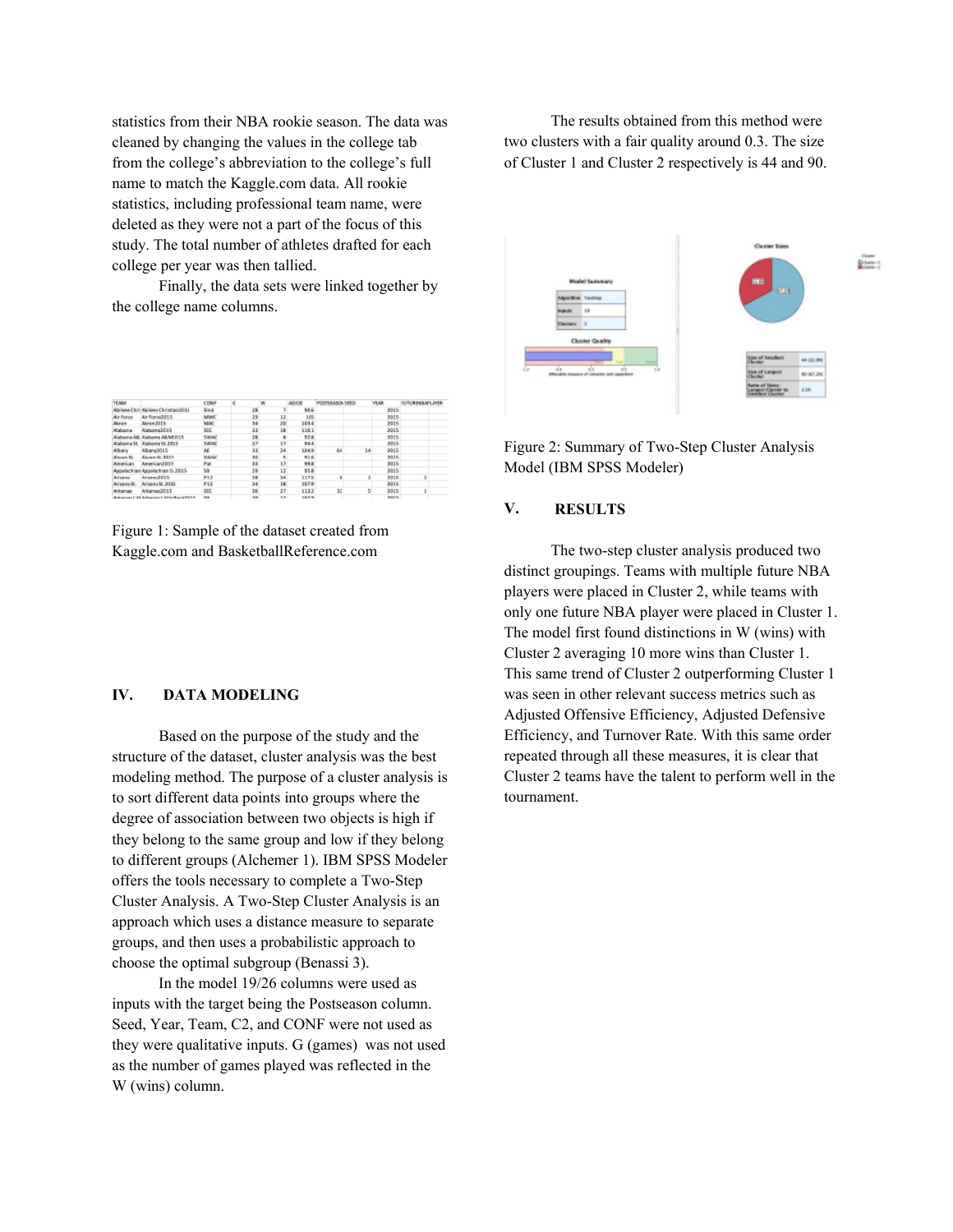statistics from their NBA rookie season. The data was cleaned by changing the values in the college tab from the college's abbreviation to the college's full name to match the Kaggle.com data. All rookie statistics, including professional team name, were deleted as they were not a part of the focus of this study. The total number of athletes drafted for each college per year was then tallied.

Finally, the data sets were linked together by the college name columns.

Figure 1: Sample of the dataset created from Kaggle.com and BasketballReference.com

## IV. DATA MODELING

Based on the purpose of the study and the structure of the dataset, cluster analysis was the best modeling method. The purpose of a cluster analysis is to sort different data points into groups where the degree of association between two objects is high if they belong to the same group and low if they belong to different groups (Alchemer 1). IBM SPSS Modeler offers the tools necessary to complete a Two-Step Cluster Analysis. A Two-Step Cluster Analysis is an approach which uses a distance measure to separate groups, and then uses a probabilistic approach to choose the optimal subgroup (Benassi 3).

In the model 19/26 columns were used as inputs with the target being the Postseason column. Seed, Year, Team, C2, and CONF were not used as they were qualitative inputs. G (games) was not used as the number of games played was reflected in the W (wins) column.

The results obtained from this method were two clusters with a fair quality around 0.3. The size of Cluster 1 and Cluster 2 respectively is 44 and 90.

Figure 2: Summary of Two-Step Cluster Analysis Model (IBM SPSS Modeler)

## V. RESULTS

The two-step cluster analysis produced two distinct groupings. Teams with multiple future NBA players were placed in Cluster 2, while teams with only one future NBA player were placed in Cluster 1. The model first found distinctions in W (wins) with Cluster 2 averaging 10 more wins than Cluster 1. This same trend of Cluster 2 outperforming Cluster 1 was seen in other relevant success metrics such as Adjusted Offensive Efficiency, Adjusted Defensive Efficiency, and Turnover Rate. With this same order repeated through all these measures, it is clear that Cluster 2 teams have the talent to perform well in the tournament.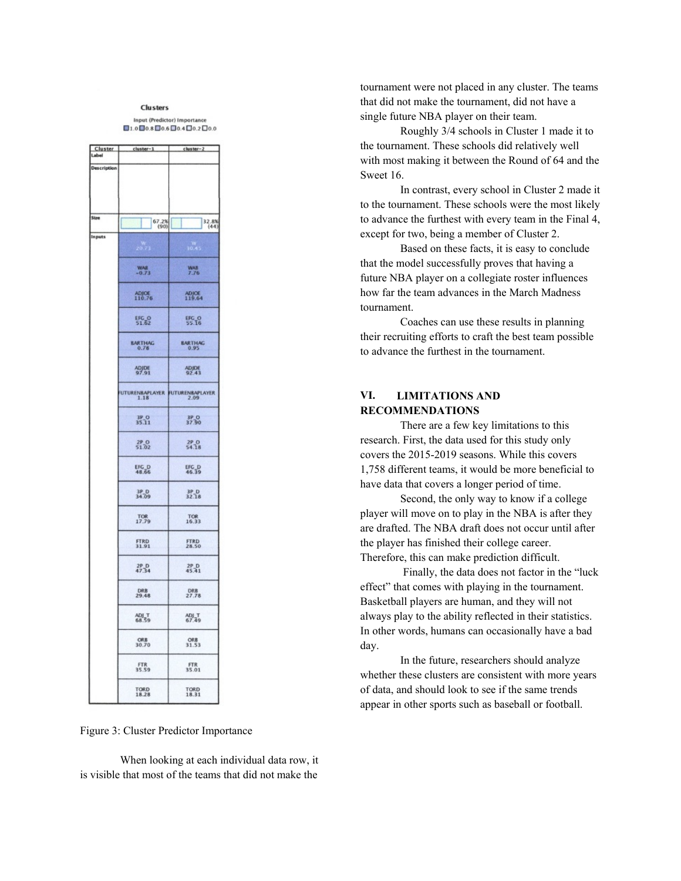**Clusters**

Input (Predictor) Importance
■1.0 ■0.8 ■0.6 ■0.4 □0.2 □0.0

| Cluster | cluster-1 | cluster-2 |
| --- | --- | --- |
| Label | | |
| Description | | |
| Size | 67.2% (90) | 32.8% (44) |
| Inputs | W 20.73 | W 30.45 |
| | WAB -0.73 | WAB 7.76 |
| | ADJOE 110.76 | ADJOE 119.64 |
| | EFG_O 51.62 | EFG_O 55.16 |
| | BARTHAG 0.78 | BARTHAG 0.95 |
| | ADJDE 97.91 | ADJDE 92.43 |
| | FUTURENBAPLAYER 1.18 | FUTURENBAPLAYER 2.09 |
| | 3P_O 35.11 | 3P_O 37.90 |
| | 2P_O 51.02 | 2P_O 54.18 |
| | EFG_D 48.66 | EFG_D 46.39 |
| | 3P_D 34.09 | 3P_D 32.18 |
| | TOR 17.79 | TOR 16.33 |
| | FTRD 31.91 | FTRD 28.50 |
| | 2P_D 47.34 | 2P_D 45.41 |
| | DRB 29.48 | DRB 27.78 |
| | ADJ_T 68.59 | ADJ_T 67.49 |
| | ORB 30.70 | ORB 31.53 |
| | FTR 35.59 | FTR 35.01 |
| | TORD 18.28 | TORD 18.31 |

Figure 3: Cluster Predictor Importance

When looking at each individual data row, it is visible that most of the teams that did not make the tournament were not placed in any cluster. The teams that did not make the tournament, did not have a single future NBA player on their team.

Roughly 3/4 schools in Cluster 1 made it to the tournament. These schools did relatively well with most making it between the Round of 64 and the Sweet 16.

In contrast, every school in Cluster 2 made it to the tournament. These schools were the most likely to advance the furthest with every team in the Final 4, except for two, being a member of Cluster 2.

Based on these facts, it is easy to conclude that the model successfully proves that having a future NBA player on a collegiate roster influences how far the team advances in the March Madness tournament.

Coaches can use these results in planning their recruiting efforts to craft the best team possible to advance the furthest in the tournament.

## VI. LIMITATIONS AND RECOMMENDATIONS

There are a few key limitations to this research. First, the data used for this study only covers the 2015-2019 seasons. While this covers 1,758 different teams, it would be more beneficial to have data that covers a longer period of time.

Second, the only way to know if a college player will move on to play in the NBA is after they are drafted. The NBA draft does not occur until after the player has finished their college career. Therefore, this can make prediction difficult.

Finally, the data does not factor in the "luck effect" that comes with playing in the tournament. Basketball players are human, and they will not always play to the ability reflected in their statistics. In other words, humans can occasionally have a bad day.

In the future, researchers should analyze whether these clusters are consistent with more years of data, and should look to see if the same trends appear in other sports such as baseball or football.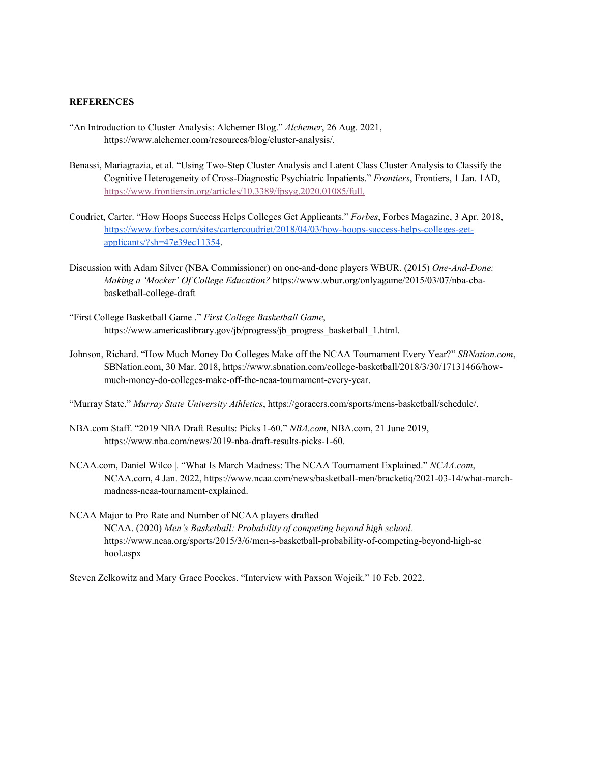**REFERENCES**

"An Introduction to Cluster Analysis: Alchemer Blog." *Alchemer*, 26 Aug. 2021, https://www.alchemer.com/resources/blog/cluster-analysis/.

Benassi, Mariagrazia, et al. "Using Two-Step Cluster Analysis and Latent Class Cluster Analysis to Classify the Cognitive Heterogeneity of Cross-Diagnostic Psychiatric Inpatients." *Frontiers*, Frontiers, 1 Jan. 1AD, https://www.frontiersin.org/articles/10.3389/fpsyg.2020.01085/full.

Coudriet, Carter. "How Hoops Success Helps Colleges Get Applicants." *Forbes*, Forbes Magazine, 3 Apr. 2018, https://www.forbes.com/sites/cartercoudriet/2018/04/03/how-hoops-success-helps-colleges-get-applicants/?sh=47e39ec11354.

Discussion with Adam Silver (NBA Commissioner) on one-and-done players WBUR. (2015) *One-And-Done: Making a 'Mocker' Of College Education?* https://www.wbur.org/onlyagame/2015/03/07/nba-cba-basketball-college-draft

"First College Basketball Game ." *First College Basketball Game*, https://www.americaslibrary.gov/jb/progress/jb_progress_basketball_1.html.

Johnson, Richard. "How Much Money Do Colleges Make off the NCAA Tournament Every Year?" *SBNation.com*, SBNation.com, 30 Mar. 2018, https://www.sbnation.com/college-basketball/2018/3/30/17131466/how-much-money-do-colleges-make-off-the-ncaa-tournament-every-year.

"Murray State." *Murray State University Athletics*, https://goracers.com/sports/mens-basketball/schedule/.

NBA.com Staff. "2019 NBA Draft Results: Picks 1-60." *NBA.com*, NBA.com, 21 June 2019, https://www.nba.com/news/2019-nba-draft-results-picks-1-60.

NCAA.com, Daniel Wilco |. "What Is March Madness: The NCAA Tournament Explained." *NCAA.com*, NCAA.com, 4 Jan. 2022, https://www.ncaa.com/news/basketball-men/bracketiq/2021-03-14/what-march-madness-ncaa-tournament-explained.

NCAA Major to Pro Rate and Number of NCAA players drafted
NCAA. (2020) *Men's Basketball: Probability of competing beyond high school.* https://www.ncaa.org/sports/2015/3/6/men-s-basketball-probability-of-competing-beyond-high-school.aspx

Steven Zelkowitz and Mary Grace Poeckes. "Interview with Paxson Wojcik." 10 Feb. 2022.